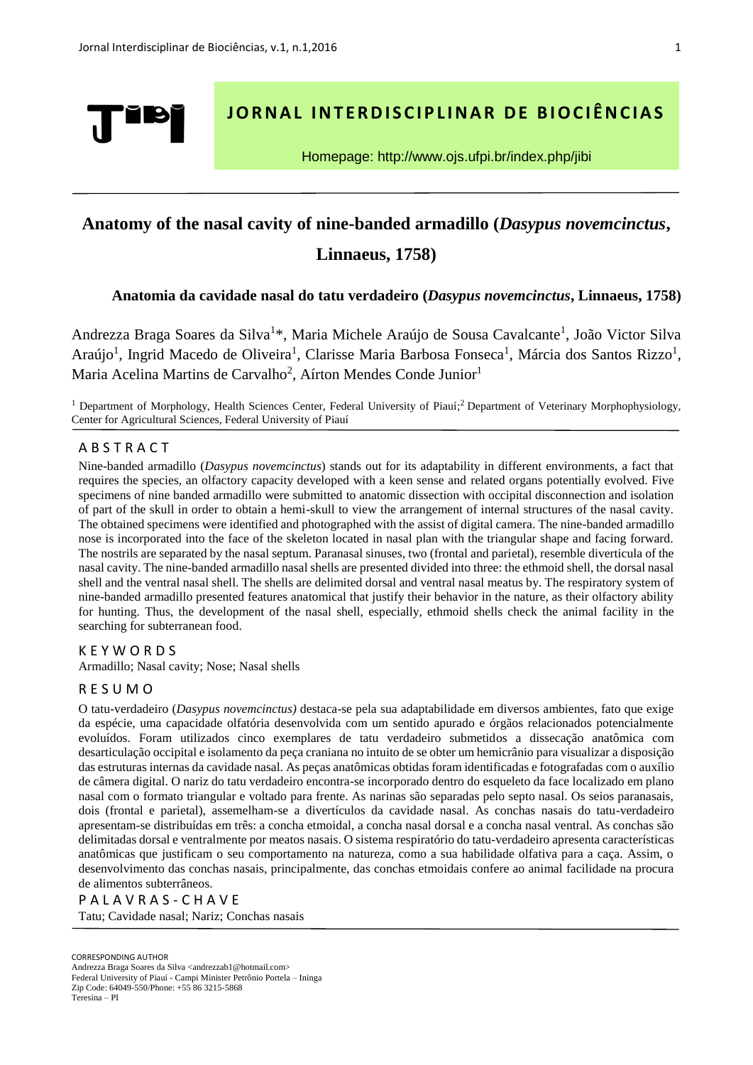# JORNAL INTERDISCIPLINAR DE BIOCIÊNCIAS

Homepage: http://www.ojs.ufpi.br/index.php/jibi

# Anatomy of the nasal cavity of nine-banded armadillo (*Dasypus novemcinctus*, Linnaeus, 1758)

## Anatomia da cavidade nasal do tatu verdadeiro (*Dasypus novemcinctus*, Linnaeus, 1758)

Andrezza Braga Soares da Silva[1]*, Maria Michele Araújo de Sousa Cavalcante[1], João Victor Silva Araújo[1], Ingrid Macedo de Oliveira[1], Clarisse Maria Barbosa Fonseca[1], Márcia dos Santos Rizzo[1], Maria Acelina Martins de Carvalho[2], Aírton Mendes Conde Junior[1]

[1] Department of Morphology, Health Sciences Center, Federal University of Piauí; [2] Department of Veterinary Morphophysiology, Center for Agricultural Sciences, Federal University of Piauí

## ABSTRACT

Nine-banded armadillo (*Dasypus novemcinctus*) stands out for its adaptability in different environments, a fact that requires the species, an olfactory capacity developed with a keen sense and related organs potentially evolved. Five specimens of nine banded armadillo were submitted to anatomic dissection with occipital disconnection and isolation of part of the skull in order to obtain a hemi-skull to view the arrangement of internal structures of the nasal cavity. The obtained specimens were identified and photographed with the assist of digital camera. The nine-banded armadillo nose is incorporated into the face of the skeleton located in nasal plan with the triangular shape and facing forward. The nostrils are separated by the nasal septum. Paranasal sinuses, two (frontal and parietal), resemble diverticula of the nasal cavity. The nine-banded armadillo nasal shells are presented divided into three: the ethmoid shell, the dorsal nasal shell and the ventral nasal shell. The shells are delimited dorsal and ventral nasal meatus by. The respiratory system of nine-banded armadillo presented features anatomical that justify their behavior in the nature, as their olfactory ability for hunting. Thus, the development of the nasal shell, especially, ethmoid shells check the animal facility in the searching for subterranean food.

## KEYWORDS

Armadillo; Nasal cavity; Nose; Nasal shells

## RESUMO

O tatu-verdadeiro (*Dasypus novemcinctus)* destaca-se pela sua adaptabilidade em diversos ambientes, fato que exige da espécie, uma capacidade olfatória desenvolvida com um sentido apurado e órgãos relacionados potencialmente evoluídos. Foram utilizados cinco exemplares de tatu verdadeiro submetidos a dissecação anatômica com desarticulação occipital e isolamento da peça craniana no intuito de se obter um hemicrânio para visualizar a disposição das estruturas internas da cavidade nasal. As peças anatômicas obtidas foram identificadas e fotografadas com o auxílio de câmera digital. O nariz do tatu verdadeiro encontra-se incorporado dentro do esqueleto da face localizado em plano nasal com o formato triangular e voltado para frente. As narinas são separadas pelo septo nasal. Os seios paranasais, dois (frontal e parietal), assemelham-se a divertículos da cavidade nasal. As conchas nasais do tatu-verdadeiro apresentam-se distribuídas em três: a concha etmoidal, a concha nasal dorsal e a concha nasal ventral. As conchas são delimitadas dorsal e ventralmente por meatos nasais. O sistema respiratório do tatu-verdadeiro apresenta características anatômicas que justificam o seu comportamento na natureza, como a sua habilidade olfativa para a caça. Assim, o desenvolvimento das conchas nasais, principalmente, das conchas etmoidais confere ao animal facilidade na procura de alimentos subterrâneos.

## PALAVRAS-CHAVE

Tatu; Cavidade nasal; Nariz; Conchas nasais

CORRESPONDING AUTHOR
Andrezza Braga Soares da Silva <andrezzab1@hotmail.com>
Federal University of Piauí - Campi Minister Petrônio Portela – Ininga
Zip Code: 64049-550/Phone: +55 86 3215-5868
Teresina – PI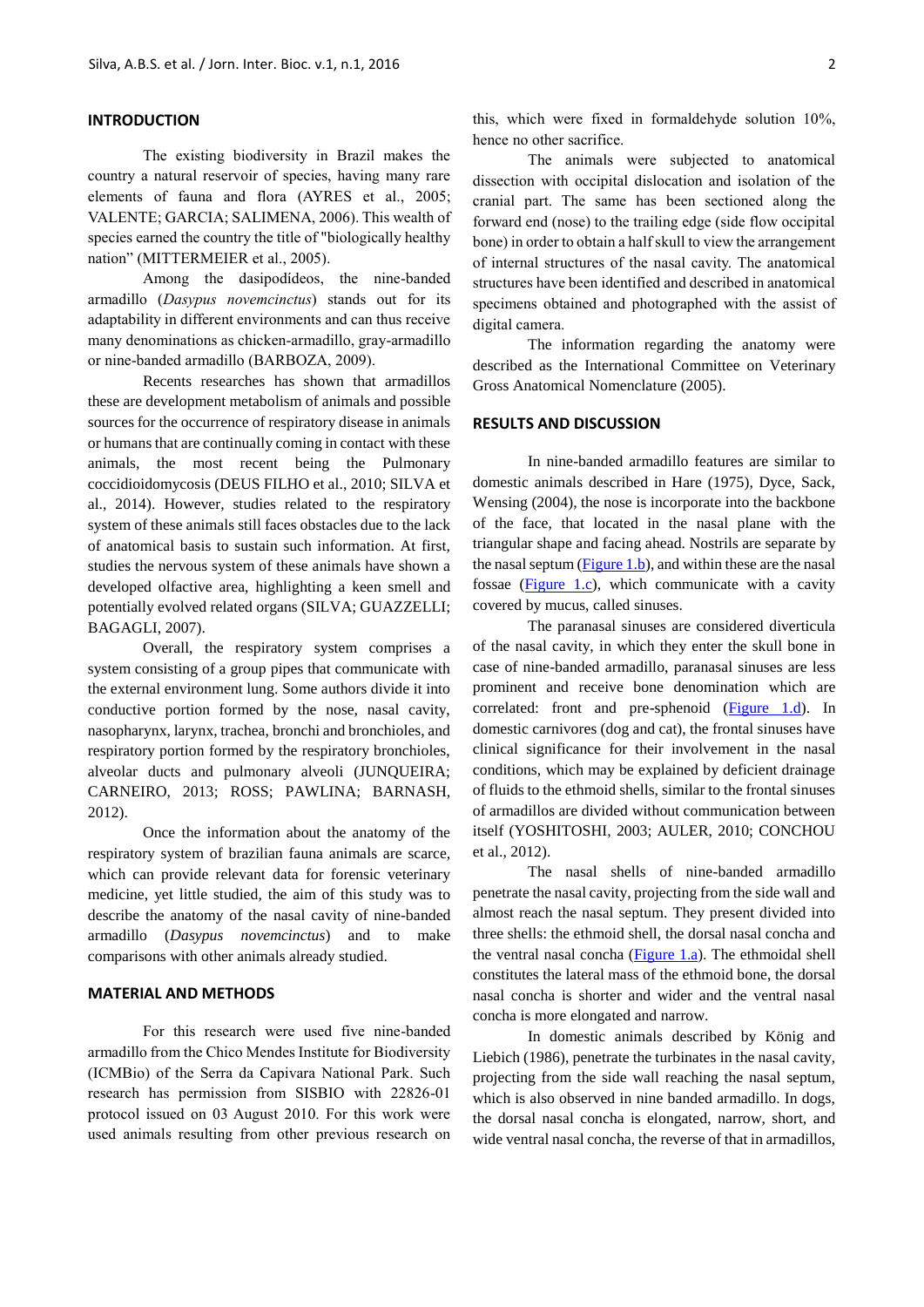## INTRODUCTION

The existing biodiversity in Brazil makes the country a natural reservoir of species, having many rare elements of fauna and flora (AYRES et al., 2005; VALENTE; GARCIA; SALIMENA, 2006). This wealth of species earned the country the title of "biologically healthy nation" (MITTERMEIER et al., 2005).

Among the dasipodídeos, the nine-banded armadillo (*Dasypus novemcinctus*) stands out for its adaptability in different environments and can thus receive many denominations as chicken-armadillo, gray-armadillo or nine-banded armadillo (BARBOZA, 2009).

Recents researches has shown that armadillos these are development metabolism of animals and possible sources for the occurrence of respiratory disease in animals or humans that are continually coming in contact with these animals, the most recent being the Pulmonary coccidioidomycosis (DEUS FILHO et al., 2010; SILVA et al., 2014). However, studies related to the respiratory system of these animals still faces obstacles due to the lack of anatomical basis to sustain such information. At first, studies the nervous system of these animals have shown a developed olfactive area, highlighting a keen smell and potentially evolved related organs (SILVA; GUAZZELLI; BAGAGLI, 2007).

Overall, the respiratory system comprises a system consisting of a group pipes that communicate with the external environment lung. Some authors divide it into conductive portion formed by the nose, nasal cavity, nasopharynx, larynx, trachea, bronchi and bronchioles, and respiratory portion formed by the respiratory bronchioles, alveolar ducts and pulmonary alveoli (JUNQUEIRA; CARNEIRO, 2013; ROSS; PAWLINA; BARNASH, 2012).

Once the information about the anatomy of the respiratory system of brazilian fauna animals are scarce, which can provide relevant data for forensic veterinary medicine, yet little studied, the aim of this study was to describe the anatomy of the nasal cavity of nine-banded armadillo (*Dasypus novemcinctus*) and to make comparisons with other animals already studied.

## MATERIAL AND METHODS

For this research were used five nine-banded armadillo from the Chico Mendes Institute for Biodiversity (ICMBio) of the Serra da Capivara National Park. Such research has permission from SISBIO with 22826-01 protocol issued on 03 August 2010. For this work were used animals resulting from other previous research on this, which were fixed in formaldehyde solution 10%, hence no other sacrifice.

The animals were subjected to anatomical dissection with occipital dislocation and isolation of the cranial part. The same has been sectioned along the forward end (nose) to the trailing edge (side flow occipital bone) in order to obtain a half skull to view the arrangement of internal structures of the nasal cavity. The anatomical structures have been identified and described in anatomical specimens obtained and photographed with the assist of digital camera.

The information regarding the anatomy were described as the International Committee on Veterinary Gross Anatomical Nomenclature (2005).

## RESULTS AND DISCUSSION

In nine-banded armadillo features are similar to domestic animals described in Hare (1975), Dyce, Sack, Wensing (2004), the nose is incorporate into the backbone of the face, that located in the nasal plane with the triangular shape and facing ahead. Nostrils are separate by the nasal septum (Figure 1.b), and within these are the nasal fossae (Figure 1.c), which communicate with a cavity covered by mucus, called sinuses.

The paranasal sinuses are considered diverticula of the nasal cavity, in which they enter the skull bone in case of nine-banded armadillo, paranasal sinuses are less prominent and receive bone denomination which are correlated: front and pre-sphenoid (Figure 1.d). In domestic carnivores (dog and cat), the frontal sinuses have clinical significance for their involvement in the nasal conditions, which may be explained by deficient drainage of fluids to the ethmoid shells, similar to the frontal sinuses of armadillos are divided without communication between itself (YOSHITOSHI, 2003; AULER, 2010; CONCHOU et al., 2012).

The nasal shells of nine-banded armadillo penetrate the nasal cavity, projecting from the side wall and almost reach the nasal septum. They present divided into three shells: the ethmoid shell, the dorsal nasal concha and the ventral nasal concha (Figure 1.a). The ethmoidal shell constitutes the lateral mass of the ethmoid bone, the dorsal nasal concha is shorter and wider and the ventral nasal concha is more elongated and narrow.

In domestic animals described by König and Liebich (1986), penetrate the turbinates in the nasal cavity, projecting from the side wall reaching the nasal septum, which is also observed in nine banded armadillo. In dogs, the dorsal nasal concha is elongated, narrow, short, and wide ventral nasal concha, the reverse of that in armadillos,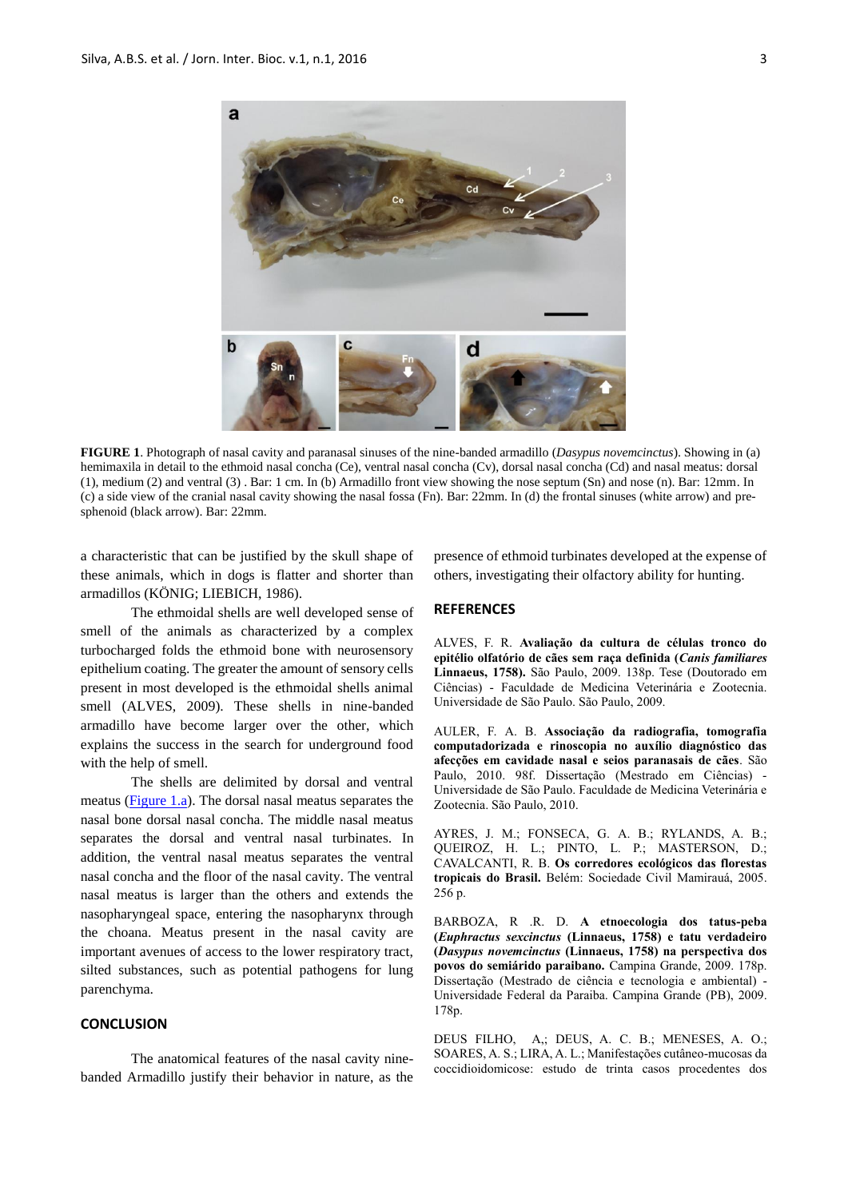**FIGURE 1**. Photograph of nasal cavity and paranasal sinuses of the nine-banded armadillo (*Dasypus novemcinctus*). Showing in (a) hemimaxila in detail to the ethmoid nasal concha (Ce), ventral nasal concha (Cv), dorsal nasal concha (Cd) and nasal meatus: dorsal (1), medium (2) and ventral (3) . Bar: 1 cm. In (b) Armadillo front view showing the nose septum (Sn) and nose (n). Bar: 12mm. In (c) a side view of the cranial nasal cavity showing the nasal fossa (Fn). Bar: 22mm. In (d) the frontal sinuses (white arrow) and pre-sphenoid (black arrow). Bar: 22mm.

a characteristic that can be justified by the skull shape of these animals, which in dogs is flatter and shorter than armadillos (KÖNIG; LIEBICH, 1986).

The ethmoidal shells are well developed sense of smell of the animals as characterized by a complex turbocharged folds the ethmoid bone with neurosensory epithelium coating. The greater the amount of sensory cells present in most developed is the ethmoidal shells animal smell (ALVES, 2009). These shells in nine-banded armadillo have become larger over the other, which explains the success in the search for underground food with the help of smell.

The shells are delimited by dorsal and ventral meatus (Figure 1.a). The dorsal nasal meatus separates the nasal bone dorsal nasal concha. The middle nasal meatus separates the dorsal and ventral nasal turbinates. In addition, the ventral nasal meatus separates the ventral nasal concha and the floor of the nasal cavity. The ventral nasal meatus is larger than the others and extends the nasopharyngeal space, entering the nasopharynx through the choana. Meatus present in the nasal cavity are important avenues of access to the lower respiratory tract, silted substances, such as potential pathogens for lung parenchyma.

## CONCLUSION

The anatomical features of the nasal cavity nine-banded Armadillo justify their behavior in nature, as the presence of ethmoid turbinates developed at the expense of others, investigating their olfactory ability for hunting.

## REFERENCES

ALVES, F. R. **Avaliação da cultura de células tronco do epitélio olfatório de cães sem raça definida (*Canis familiares* Linnaeus, 1758).** São Paulo, 2009. 138p. Tese (Doutorado em Ciências) - Faculdade de Medicina Veterinária e Zootecnia. Universidade de São Paulo. São Paulo, 2009.

AULER, F. A. B. **Associação da radiografia, tomografia computadorizada e rinoscopia no auxílio diagnóstico das afecções em cavidade nasal e seios paranasais de cães**. São Paulo, 2010. 98f. Dissertação (Mestrado em Ciências) - Universidade de São Paulo. Faculdade de Medicina Veterinária e Zootecnia. São Paulo, 2010.

AYRES, J. M.; FONSECA, G. A. B.; RYLANDS, A. B.; QUEIROZ, H. L.; PINTO, L. P.; MASTERSON, D.; CAVALCANTI, R. B. **Os corredores ecológicos das florestas tropicais do Brasil.** Belém: Sociedade Civil Mamirauá, 2005. 256 p.

BARBOZA, R .R. D. **A etnoecologia dos tatus-peba (*Euphractus sexcinctus* (Linnaeus, 1758) e tatu verdadeiro (*Dasypus novemcinctus* (Linnaeus, 1758) na perspectiva dos povos do semiárido paraibano.** Campina Grande, 2009. 178p. Dissertação (Mestrado de ciência e tecnologia e ambiental) - Universidade Federal da Paraiba. Campina Grande (PB), 2009. 178p.

DEUS FILHO, A,; DEUS, A. C. B.; MENESES, A. O.; SOARES, A. S.; LIRA, A. L.; Manifestações cutâneo-mucosas da coccidioidomicose: estudo de trinta casos procedentes dos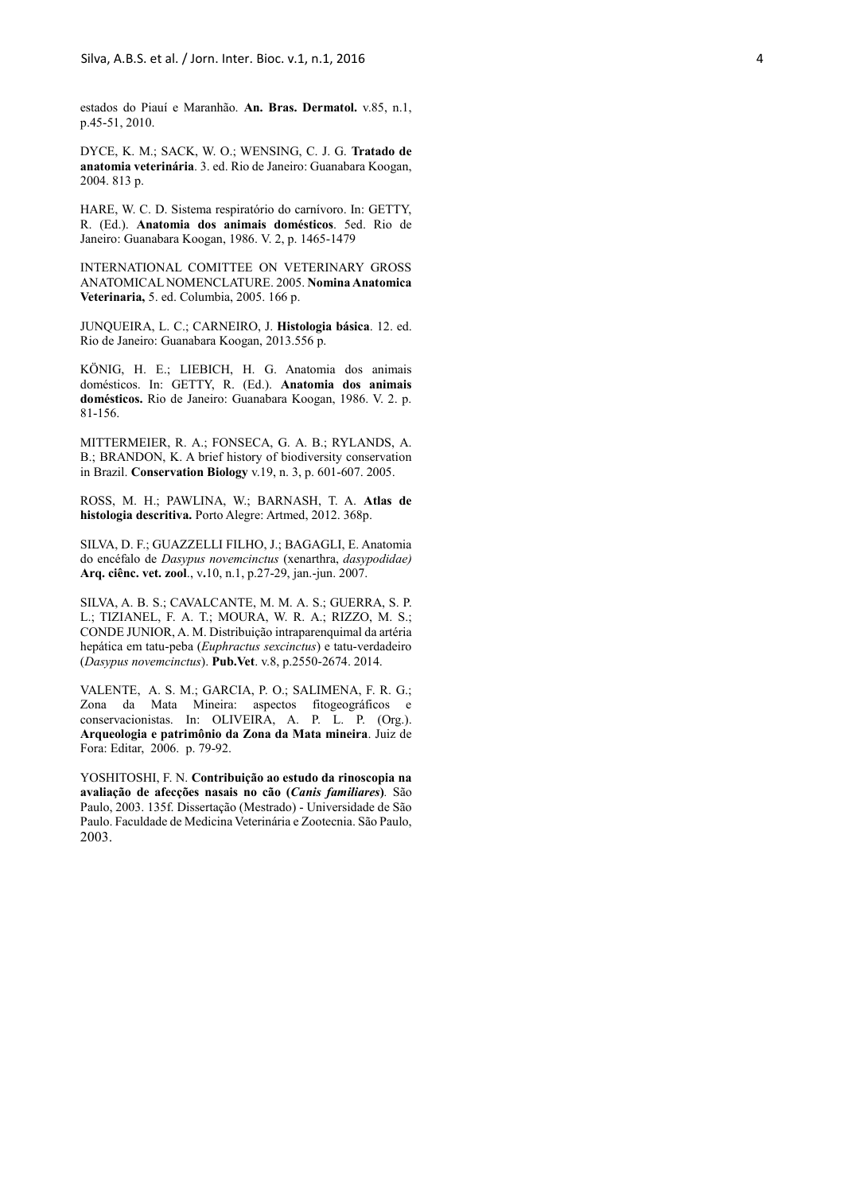estados do Piauí e Maranhão. **An. Bras. Dermatol.** v.85, n.1, p.45-51, 2010.

DYCE, K. M.; SACK, W. O.; WENSING, C. J. G. **Tratado de anatomia veterinária**. 3. ed. Rio de Janeiro: Guanabara Koogan, 2004. 813 p.

HARE, W. C. D. Sistema respiratório do carnívoro. In: GETTY, R. (Ed.). **Anatomia dos animais domésticos**. 5ed. Rio de Janeiro: Guanabara Koogan, 1986. V. 2, p. 1465-1479

INTERNATIONAL COMITTEE ON VETERINARY GROSS ANATOMICAL NOMENCLATURE. 2005. **Nomina Anatomica Veterinaria,** 5. ed. Columbia, 2005. 166 p.

JUNQUEIRA, L. C.; CARNEIRO, J. **Histologia básica**. 12. ed. Rio de Janeiro: Guanabara Koogan, 2013.556 p.

KÖNIG, H. E.; LIEBICH, H. G. Anatomia dos animais domésticos. In: GETTY, R. (Ed.). **Anatomia dos animais domésticos.** Rio de Janeiro: Guanabara Koogan, 1986. V. 2. p. 81-156.

MITTERMEIER, R. A.; FONSECA, G. A. B.; RYLANDS, A. B.; BRANDON, K. A brief history of biodiversity conservation in Brazil. **Conservation Biology** v.19, n. 3, p. 601-607. 2005.

ROSS, M. H.; PAWLINA, W.; BARNASH, T. A. **Atlas de histologia descritiva.** Porto Alegre: Artmed, 2012. 368p.

SILVA, D. F.; GUAZZELLI FILHO, J.; BAGAGLI, E. Anatomia do encéfalo de *Dasypus novemcinctus* (xenarthra, *dasypodidae)* **Arq. ciênc. vet. zool**., v**.**10, n.1, p.27-29, jan.-jun. 2007.

SILVA, A. B. S.; CAVALCANTE, M. M. A. S.; GUERRA, S. P. L.; TIZIANEL, F. A. T.; MOURA, W. R. A.; RIZZO, M. S.; CONDE JUNIOR, A. M. Distribuição intraparenquimal da artéria hepática em tatu-peba (*Euphractus sexcinctus*) e tatu-verdadeiro (*Dasypus novemcinctus*). **Pub.Vet**. v.8, p.2550-2674. 2014.

VALENTE, A. S. M.; GARCIA, P. O.; SALIMENA, F. R. G.; Zona da Mata Mineira: aspectos fitogeográficos e conservacionistas. In: OLIVEIRA, A. P. L. P. (Org.). **Arqueologia e patrimônio da Zona da Mata mineira**. Juiz de Fora: Editar, 2006. p. 79-92.

YOSHITOSHI, F. N. **Contribuição ao estudo da rinoscopia na avaliação de afecções nasais no cão (*Canis familiares*)***.* São Paulo, 2003. 135f. Dissertação (Mestrado) - Universidade de São Paulo. Faculdade de Medicina Veterinária e Zootecnia. São Paulo, 2003.